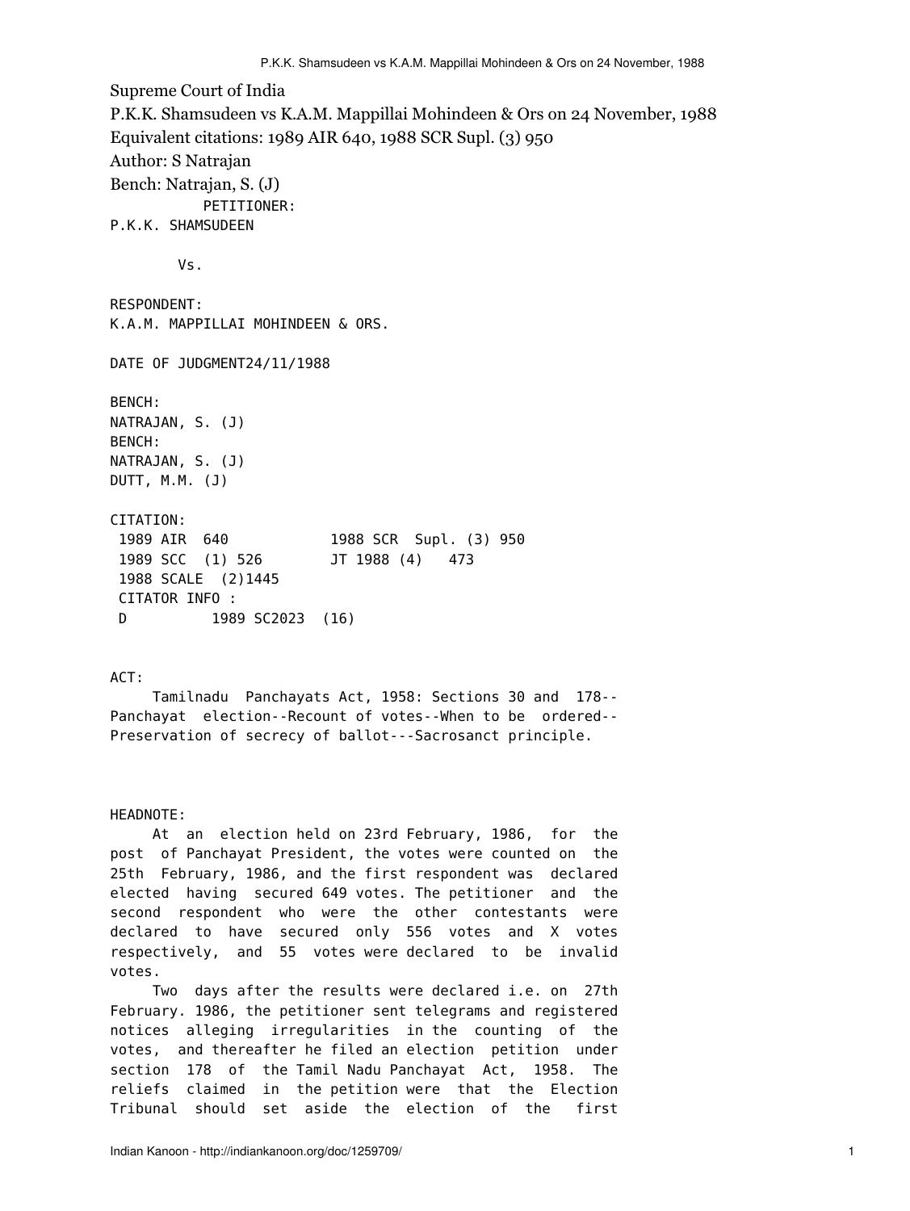Supreme Court of India

P.K.K. Shamsudeen vs K.A.M. Mappillai Mohindeen & Ors on 24 November, 1988

Equivalent citations: 1989 AIR 640, 1988 SCR Supl. (3) 950

Author: S Natrajan

Bench: Natrajan, S. (J)

PETITIONER:
P.K.K. SHAMSUDEEN

Vs.

RESPONDENT:
K.A.M. MAPPILLAI MOHINDEEN & ORS.

DATE OF JUDGMENT24/11/1988

BENCH:
NATRAJAN, S. (J)
BENCH:
NATRAJAN, S. (J)
DUTT, M.M. (J)

CITATION:
1989 AIR 640 1988 SCR Supl. (3) 950
1989 SCC (1) 526 JT 1988 (4) 473
1988 SCALE (2)1445
CITATOR INFO :
D 1989 SC2023 (16)

ACT:

Tamilnadu Panchayats Act, 1958: Sections 30 and 178--Panchayat election--Recount of votes--When to be ordered--Preservation of secrecy of ballot---Sacrosanct principle.

HEADNOTE:

At an election held on 23rd February, 1986, for the post of Panchayat President, the votes were counted on the 25th February, 1986, and the first respondent was declared elected having secured 649 votes. The petitioner and the second respondent who were the other contestants were declared to have secured only 556 votes and X votes respectively, and 55 votes were declared to be invalid votes.

Two days after the results were declared i.e. on 27th February. 1986, the petitioner sent telegrams and registered notices alleging irregularities in the counting of the votes, and thereafter he filed an election petition under section 178 of the Tamil Nadu Panchayat Act, 1958. The reliefs claimed in the petition were that the Election Tribunal should set aside the election of the first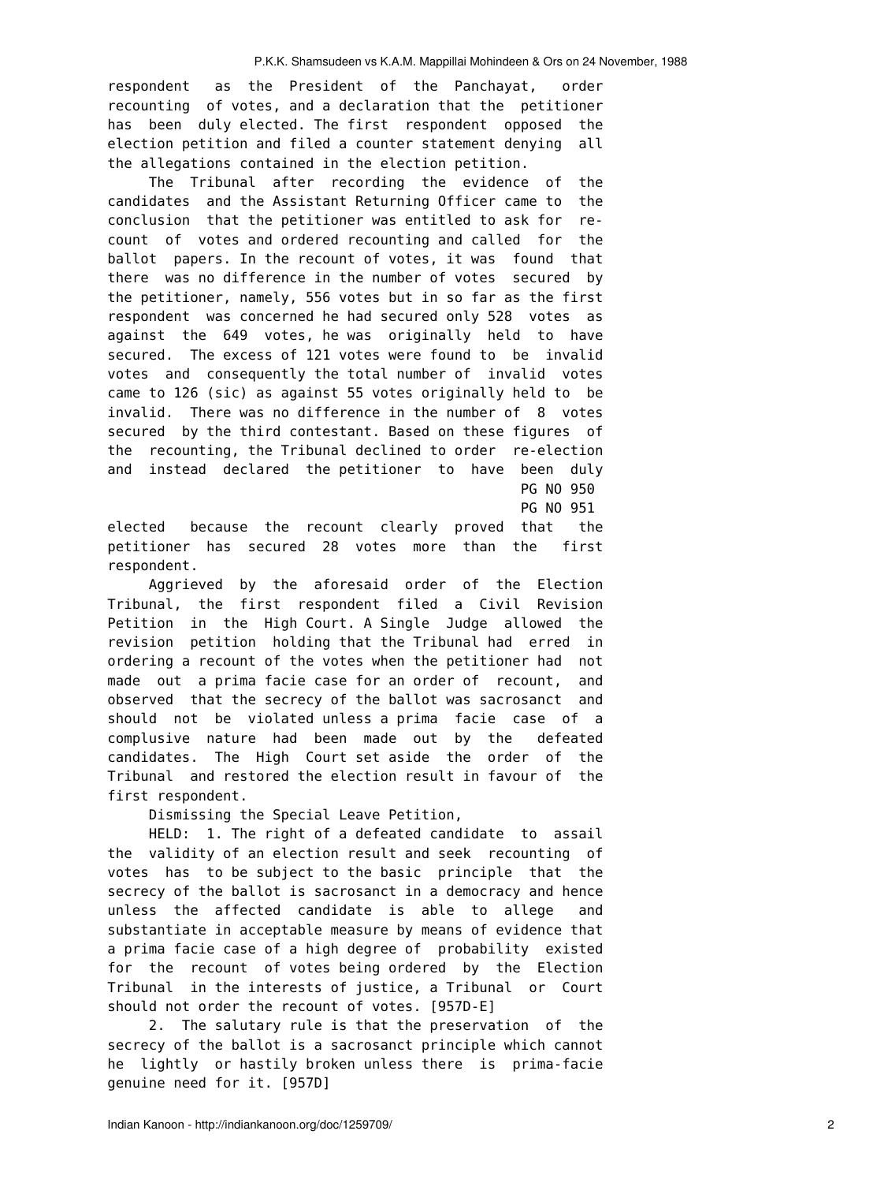respondent as the President of the Panchayat, order recounting of votes, and a declaration that the petitioner has been duly elected. The first respondent opposed the election petition and filed a counter statement denying all the allegations contained in the election petition.

The Tribunal after recording the evidence of the candidates and the Assistant Returning Officer came to the conclusion that the petitioner was entitled to ask for re-count of votes and ordered recounting and called for the ballot papers. In the recount of votes, it was found that there was no difference in the number of votes secured by the petitioner, namely, 556 votes but in so far as the first respondent was concerned he had secured only 528 votes as against the 649 votes, he was originally held to have secured. The excess of 121 votes were found to be invalid votes and consequently the total number of invalid votes came to 126 (sic) as against 55 votes originally held to be invalid. There was no difference in the number of 8 votes secured by the third contestant. Based on these figures of the recounting, the Tribunal declined to order re-election and instead declared the petitioner to have been duly

PG NO 950
PG NO 951

elected because the recount clearly proved that the petitioner has secured 28 votes more than the first respondent.

Aggrieved by the aforesaid order of the Election Tribunal, the first respondent filed a Civil Revision Petition in the High Court. A Single Judge allowed the revision petition holding that the Tribunal had erred in ordering a recount of the votes when the petitioner had not made out a prima facie case for an order of recount, and observed that the secrecy of the ballot was sacrosanct and should not be violated unless a prima facie case of a complusive nature had been made out by the defeated candidates. The High Court set aside the order of the Tribunal and restored the election result in favour of the first respondent.

Dismissing the Special Leave Petition,

HELD: 1. The right of a defeated candidate to assail the validity of an election result and seek recounting of votes has to be subject to the basic principle that the secrecy of the ballot is sacrosanct in a democracy and hence unless the affected candidate is able to allege and substantiate in acceptable measure by means of evidence that a prima facie case of a high degree of probability existed for the recount of votes being ordered by the Election Tribunal in the interests of justice, a Tribunal or Court should not order the recount of votes. [957D-E]

2. The salutary rule is that the preservation of the secrecy of the ballot is a sacrosanct principle which cannot he lightly or hastily broken unless there is prima-facie genuine need for it. [957D]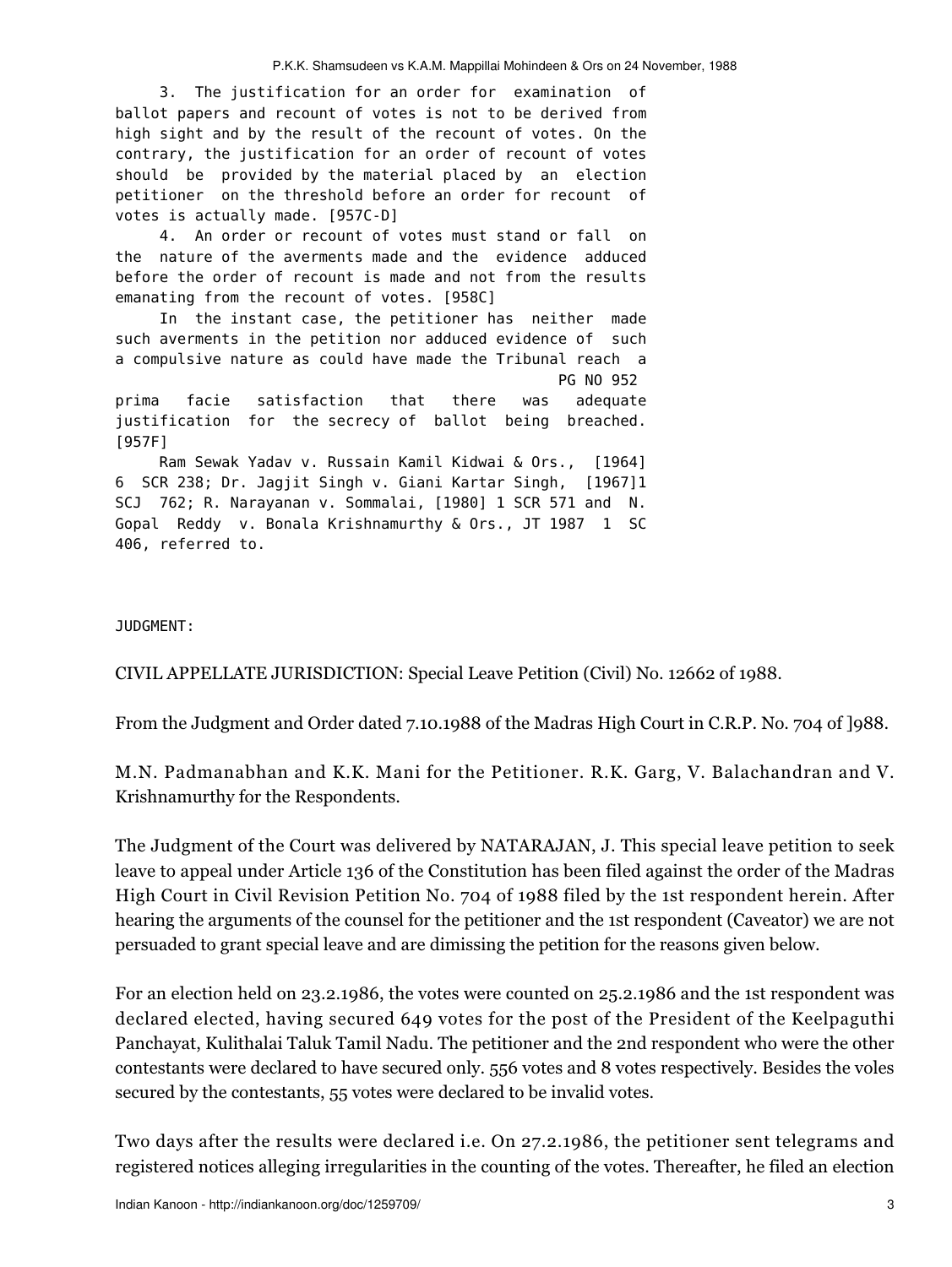3. The justification for an order for examination of ballot papers and recount of votes is not to be derived from high sight and by the result of the recount of votes. On the contrary, the justification for an order of recount of votes should be provided by the material placed by an election petitioner on the threshold before an order for recount of votes is actually made. [957C-D]

4. An order or recount of votes must stand or fall on the nature of the averments made and the evidence adduced before the order of recount is made and not from the results emanating from the recount of votes. [958C]

In the instant case, the petitioner has neither made such averments in the petition nor adduced evidence of such a compulsive nature as could have made the Tribunal reach a PG NO 952 prima facie satisfaction that there was adequate justification for the secrecy of ballot being breached. [957F]

Ram Sewak Yadav v. Russain Kamil Kidwai & Ors., [1964] 6 SCR 238; Dr. Jagjit Singh v. Giani Kartar Singh, [1967]1 SCJ 762; R. Narayanan v. Sommalai, [1980] 1 SCR 571 and N. Gopal Reddy v. Bonala Krishnamurthy & Ors., JT 1987 1 SC 406, referred to.

JUDGMENT:

CIVIL APPELLATE JURISDICTION: Special Leave Petition (Civil) No. 12662 of 1988.

From the Judgment and Order dated 7.10.1988 of the Madras High Court in C.R.P. No. 704 of ]988.

M.N. Padmanabhan and K.K. Mani for the Petitioner. R.K. Garg, V. Balachandran and V. Krishnamurthy for the Respondents.

The Judgment of the Court was delivered by NATARAJAN, J. This special leave petition to seek leave to appeal under Article 136 of the Constitution has been filed against the order of the Madras High Court in Civil Revision Petition No. 704 of 1988 filed by the 1st respondent herein. After hearing the arguments of the counsel for the petitioner and the 1st respondent (Caveator) we are not persuaded to grant special leave and are dimissing the petition for the reasons given below.

For an election held on 23.2.1986, the votes were counted on 25.2.1986 and the 1st respondent was declared elected, having secured 649 votes for the post of the President of the Keelpaguthi Panchayat, Kulithalai Taluk Tamil Nadu. The petitioner and the 2nd respondent who were the other contestants were declared to have secured only. 556 votes and 8 votes respectively. Besides the voles secured by the contestants, 55 votes were declared to be invalid votes.

Two days after the results were declared i.e. On 27.2.1986, the petitioner sent telegrams and registered notices alleging irregularities in the counting of the votes. Thereafter, he filed an election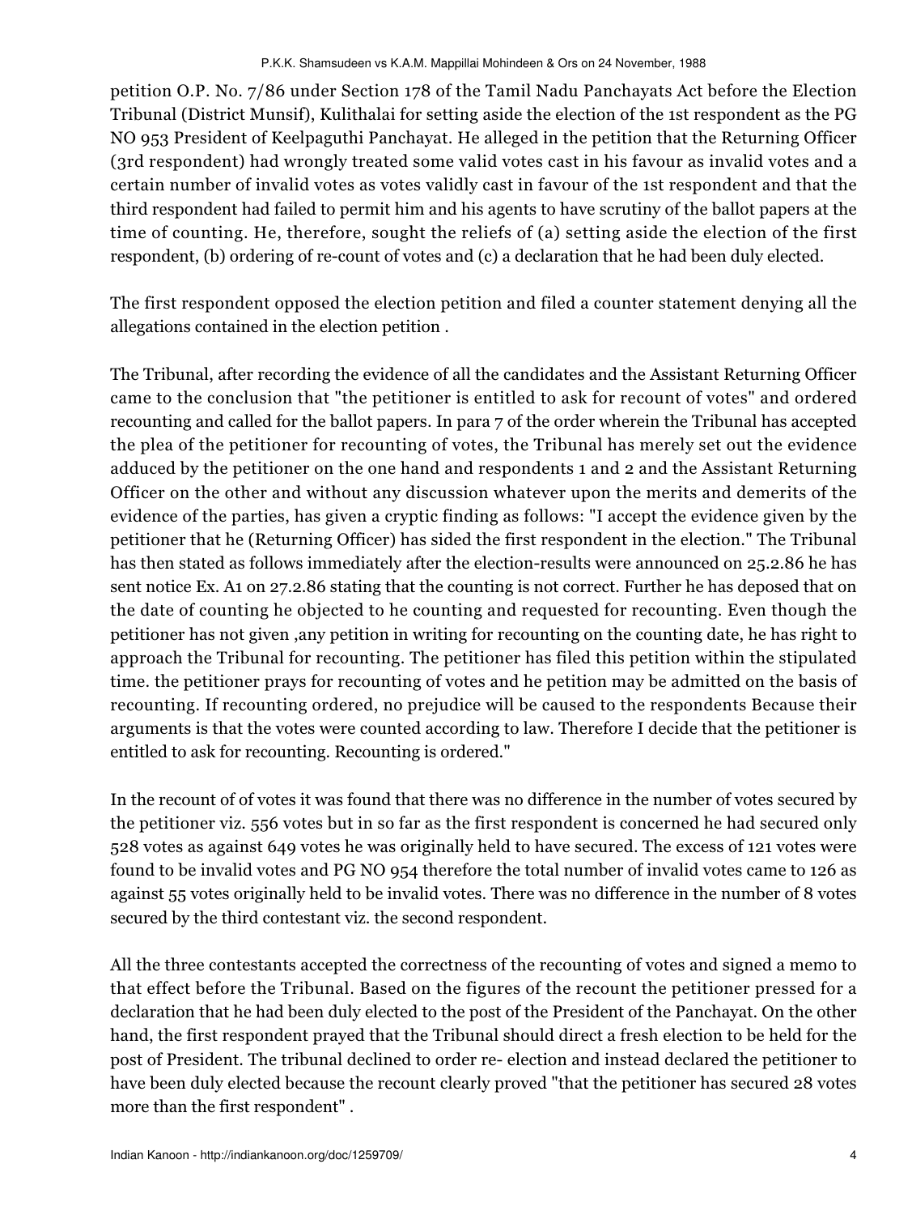petition O.P. No. 7/86 under Section 178 of the Tamil Nadu Panchayats Act before the Election Tribunal (District Munsif), Kulithalai for setting aside the election of the 1st respondent as the PG NO 953 President of Keelpaguthi Panchayat. He alleged in the petition that the Returning Officer (3rd respondent) had wrongly treated some valid votes cast in his favour as invalid votes and a certain number of invalid votes as votes validly cast in favour of the 1st respondent and that the third respondent had failed to permit him and his agents to have scrutiny of the ballot papers at the time of counting. He, therefore, sought the reliefs of (a) setting aside the election of the first respondent, (b) ordering of re-count of votes and (c) a declaration that he had been duly elected.

The first respondent opposed the election petition and filed a counter statement denying all the allegations contained in the election petition .

The Tribunal, after recording the evidence of all the candidates and the Assistant Returning Officer came to the conclusion that "the petitioner is entitled to ask for recount of votes" and ordered recounting and called for the ballot papers. In para 7 of the order wherein the Tribunal has accepted the plea of the petitioner for recounting of votes, the Tribunal has merely set out the evidence adduced by the petitioner on the one hand and respondents 1 and 2 and the Assistant Returning Officer on the other and without any discussion whatever upon the merits and demerits of the evidence of the parties, has given a cryptic finding as follows: "I accept the evidence given by the petitioner that he (Returning Officer) has sided the first respondent in the election." The Tribunal has then stated as follows immediately after the election-results were announced on 25.2.86 he has sent notice Ex. A1 on 27.2.86 stating that the counting is not correct. Further he has deposed that on the date of counting he objected to he counting and requested for recounting. Even though the petitioner has not given ,any petition in writing for recounting on the counting date, he has right to approach the Tribunal for recounting. The petitioner has filed this petition within the stipulated time. the petitioner prays for recounting of votes and he petition may be admitted on the basis of recounting. If recounting ordered, no prejudice will be caused to the respondents Because their arguments is that the votes were counted according to law. Therefore I decide that the petitioner is entitled to ask for recounting. Recounting is ordered."

In the recount of of votes it was found that there was no difference in the number of votes secured by the petitioner viz. 556 votes but in so far as the first respondent is concerned he had secured only 528 votes as against 649 votes he was originally held to have secured. The excess of 121 votes were found to be invalid votes and PG NO 954 therefore the total number of invalid votes came to 126 as against 55 votes originally held to be invalid votes. There was no difference in the number of 8 votes secured by the third contestant viz. the second respondent.

All the three contestants accepted the correctness of the recounting of votes and signed a memo to that effect before the Tribunal. Based on the figures of the recount the petitioner pressed for a declaration that he had been duly elected to the post of the President of the Panchayat. On the other hand, the first respondent prayed that the Tribunal should direct a fresh election to be held for the post of President. The tribunal declined to order re- election and instead declared the petitioner to have been duly elected because the recount clearly proved "that the petitioner has secured 28 votes more than the first respondent" .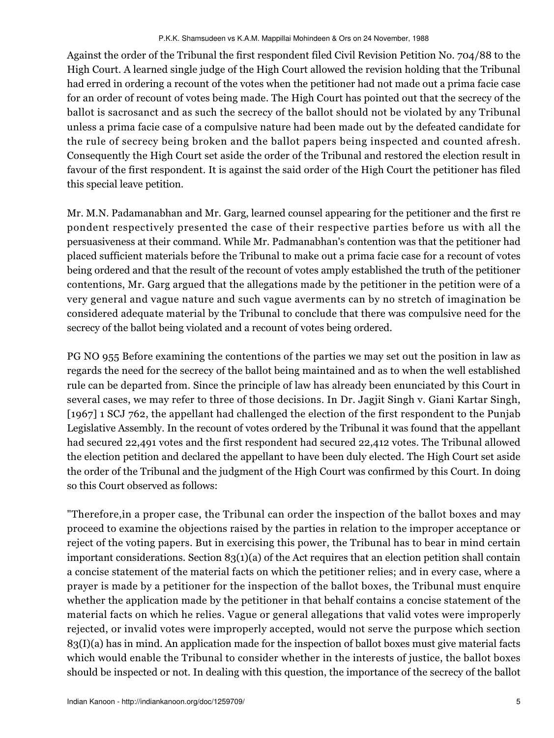Against the order of the Tribunal the first respondent filed Civil Revision Petition No. 704/88 to the High Court. A learned single judge of the High Court allowed the revision holding that the Tribunal had erred in ordering a recount of the votes when the petitioner had not made out a prima facie case for an order of recount of votes being made. The High Court has pointed out that the secrecy of the ballot is sacrosanct and as such the secrecy of the ballot should not be violated by any Tribunal unless a prima facie case of a compulsive nature had been made out by the defeated candidate for the rule of secrecy being broken and the ballot papers being inspected and counted afresh. Consequently the High Court set aside the order of the Tribunal and restored the election result in favour of the first respondent. It is against the said order of the High Court the petitioner has filed this special leave petition.

Mr. M.N. Padamanabhan and Mr. Garg, learned counsel appearing for the petitioner and the first re pondent respectively presented the case of their respective parties before us with all the persuasiveness at their command. While Mr. Padmanabhan's contention was that the petitioner had placed sufficient materials before the Tribunal to make out a prima facie case for a recount of votes being ordered and that the result of the recount of votes amply established the truth of the petitioner contentions, Mr. Garg argued that the allegations made by the petitioner in the petition were of a very general and vague nature and such vague averments can by no stretch of imagination be considered adequate material by the Tribunal to conclude that there was compulsive need for the secrecy of the ballot being violated and a recount of votes being ordered.

PG NO 955 Before examining the contentions of the parties we may set out the position in law as regards the need for the secrecy of the ballot being maintained and as to when the well established rule can be departed from. Since the principle of law has already been enunciated by this Court in several cases, we may refer to three of those decisions. In Dr. Jagjit Singh v. Giani Kartar Singh, [1967] 1 SCJ 762, the appellant had challenged the election of the first respondent to the Punjab Legislative Assembly. In the recount of votes ordered by the Tribunal it was found that the appellant had secured 22,491 votes and the first respondent had secured 22,412 votes. The Tribunal allowed the election petition and declared the appellant to have been duly elected. The High Court set aside the order of the Tribunal and the judgment of the High Court was confirmed by this Court. In doing so this Court observed as follows:

"Therefore,in a proper case, the Tribunal can order the inspection of the ballot boxes and may proceed to examine the objections raised by the parties in relation to the improper acceptance or reject of the voting papers. But in exercising this power, the Tribunal has to bear in mind certain important considerations. Section 83(1)(a) of the Act requires that an election petition shall contain a concise statement of the material facts on which the petitioner relies; and in every case, where a prayer is made by a petitioner for the inspection of the ballot boxes, the Tribunal must enquire whether the application made by the petitioner in that behalf contains a concise statement of the material facts on which he relies. Vague or general allegations that valid votes were improperly rejected, or invalid votes were improperly accepted, would not serve the purpose which section 83(I)(a) has in mind. An application made for the inspection of ballot boxes must give material facts which would enable the Tribunal to consider whether in the interests of justice, the ballot boxes should be inspected or not. In dealing with this question, the importance of the secrecy of the ballot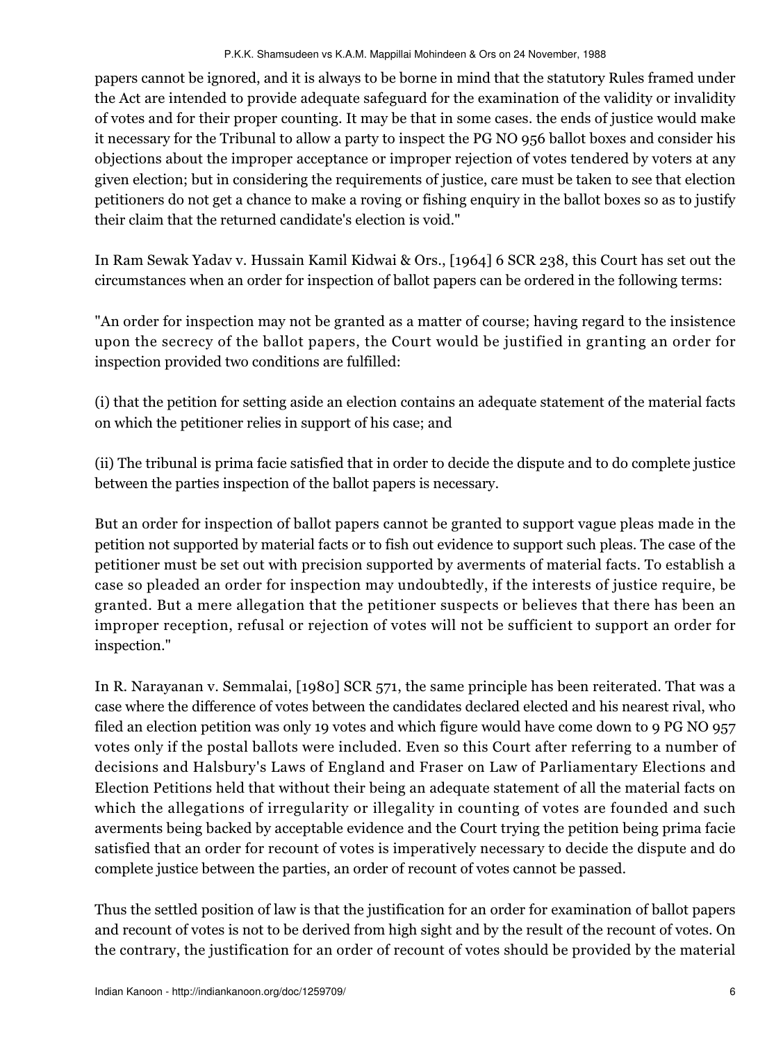papers cannot be ignored, and it is always to be borne in mind that the statutory Rules framed under the Act are intended to provide adequate safeguard for the examination of the validity or invalidity of votes and for their proper counting. It may be that in some cases. the ends of justice would make it necessary for the Tribunal to allow a party to inspect the PG NO 956 ballot boxes and consider his objections about the improper acceptance or improper rejection of votes tendered by voters at any given election; but in considering the requirements of justice, care must be taken to see that election petitioners do not get a chance to make a roving or fishing enquiry in the ballot boxes so as to justify their claim that the returned candidate's election is void."

In Ram Sewak Yadav v. Hussain Kamil Kidwai & Ors., [1964] 6 SCR 238, this Court has set out the circumstances when an order for inspection of ballot papers can be ordered in the following terms:

"An order for inspection may not be granted as a matter of course; having regard to the insistence upon the secrecy of the ballot papers, the Court would be justified in granting an order for inspection provided two conditions are fulfilled:

(i) that the petition for setting aside an election contains an adequate statement of the material facts on which the petitioner relies in support of his case; and

(ii) The tribunal is prima facie satisfied that in order to decide the dispute and to do complete justice between the parties inspection of the ballot papers is necessary.

But an order for inspection of ballot papers cannot be granted to support vague pleas made in the petition not supported by material facts or to fish out evidence to support such pleas. The case of the petitioner must be set out with precision supported by averments of material facts. To establish a case so pleaded an order for inspection may undoubtedly, if the interests of justice require, be granted. But a mere allegation that the petitioner suspects or believes that there has been an improper reception, refusal or rejection of votes will not be sufficient to support an order for inspection."

In R. Narayanan v. Semmalai, [1980] SCR 571, the same principle has been reiterated. That was a case where the difference of votes between the candidates declared elected and his nearest rival, who filed an election petition was only 19 votes and which figure would have come down to 9 PG NO 957 votes only if the postal ballots were included. Even so this Court after referring to a number of decisions and Halsbury's Laws of England and Fraser on Law of Parliamentary Elections and Election Petitions held that without their being an adequate statement of all the material facts on which the allegations of irregularity or illegality in counting of votes are founded and such averments being backed by acceptable evidence and the Court trying the petition being prima facie satisfied that an order for recount of votes is imperatively necessary to decide the dispute and do complete justice between the parties, an order of recount of votes cannot be passed.

Thus the settled position of law is that the justification for an order for examination of ballot papers and recount of votes is not to be derived from high sight and by the result of the recount of votes. On the contrary, the justification for an order of recount of votes should be provided by the material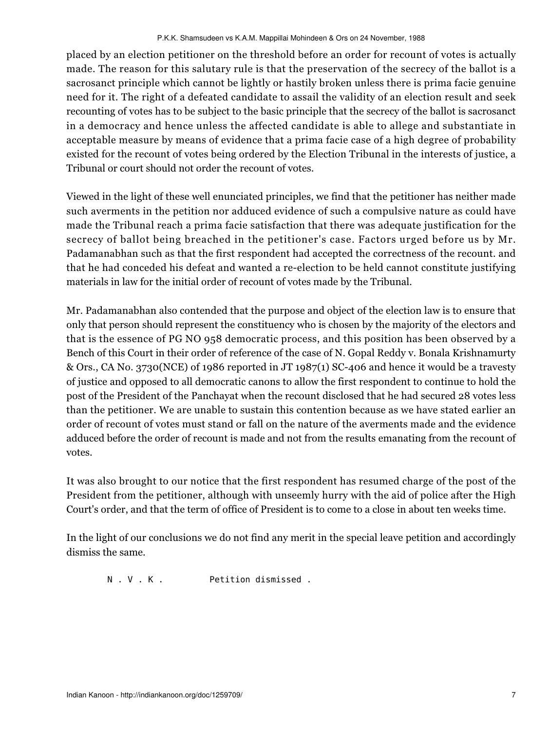placed by an election petitioner on the threshold before an order for recount of votes is actually made. The reason for this salutary rule is that the preservation of the secrecy of the ballot is a sacrosanct principle which cannot be lightly or hastily broken unless there is prima facie genuine need for it. The right of a defeated candidate to assail the validity of an election result and seek recounting of votes has to be subject to the basic principle that the secrecy of the ballot is sacrosanct in a democracy and hence unless the affected candidate is able to allege and substantiate in acceptable measure by means of evidence that a prima facie case of a high degree of probability existed for the recount of votes being ordered by the Election Tribunal in the interests of justice, a Tribunal or court should not order the recount of votes.

Viewed in the light of these well enunciated principles, we find that the petitioner has neither made such averments in the petition nor adduced evidence of such a compulsive nature as could have made the Tribunal reach a prima facie satisfaction that there was adequate justification for the secrecy of ballot being breached in the petitioner's case. Factors urged before us by Mr. Padamanabhan such as that the first respondent had accepted the correctness of the recount. and that he had conceded his defeat and wanted a re-election to be held cannot constitute justifying materials in law for the initial order of recount of votes made by the Tribunal.

Mr. Padamanabhan also contended that the purpose and object of the election law is to ensure that only that person should represent the constituency who is chosen by the majority of the electors and that is the essence of PG NO 958 democratic process, and this position has been observed by a Bench of this Court in their order of reference of the case of N. Gopal Reddy v. Bonala Krishnamurty & Ors., CA No. 3730(NCE) of 1986 reported in JT 1987(1) SC-406 and hence it would be a travesty of justice and opposed to all democratic canons to allow the first respondent to continue to hold the post of the President of the Panchayat when the recount disclosed that he had secured 28 votes less than the petitioner. We are unable to sustain this contention because as we have stated earlier an order of recount of votes must stand or fall on the nature of the averments made and the evidence adduced before the order of recount is made and not from the results emanating from the recount of votes.

It was also brought to our notice that the first respondent has resumed charge of the post of the President from the petitioner, although with unseemly hurry with the aid of police after the High Court's order, and that the term of office of President is to come to a close in about ten weeks time.

In the light of our conclusions we do not find any merit in the special leave petition and accordingly dismiss the same.

N . V . K .        Petition dismissed .